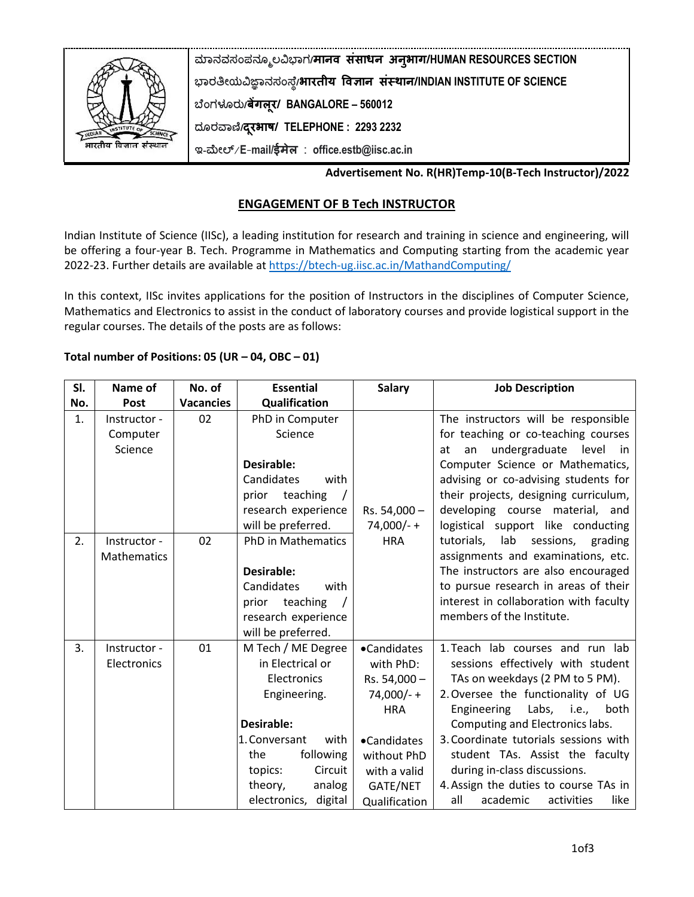ಮಾನವಸಂಪನ್ಮೂಲವಿಭಾಗ/**मानव संसाधन अनुभाग**/**HUMAN RESOURCES SECTION**
ಭಾರತೀಯವಿಜ್ಞಾನಸಂಸ್ಥೆ/**भारतीय विज्ञान संस्थान**/**INDIAN INSTITUTE OF SCIENCE**
ಬೆಂಗಳೂರು/**बेंगलूर**/ **BANGALORE – 560012**
ದೂರವಾಣಿ/**दूरभाष**/ **TELEPHONE : 2293 2232**
ಇ-ಮೇಲ್/**E-mail**/**ईमेल** : **office.estb@iisc.ac.in**

**Advertisement No. R(HR)Temp-10(B-Tech Instructor)/2022**

## ENGAGEMENT OF B Tech INSTRUCTOR

Indian Institute of Science (IISc), a leading institution for research and training in science and engineering, will be offering a four-year B. Tech. Programme in Mathematics and Computing starting from the academic year 2022-23. Further details are available at https://btech-ug.iisc.ac.in/MathandComputing/

In this context, IISc invites applications for the position of Instructors in the disciplines of Computer Science, Mathematics and Electronics to assist in the conduct of laboratory courses and provide logistical support in the regular courses. The details of the posts are as follows:

**Total number of Positions: 05 (UR – 04, OBC – 01)**

| Sl. No. | Name of Post | No. of Vacancies | Essential Qualification | Salary | Job Description |
|---|---|---|---|---|---|
| 1. | Instructor - Computer Science | 02 | PhD in Computer Science<br><br>**Desirable:**<br>Candidates with prior teaching / research experience will be preferred. | Rs. 54,000 – 74,000/- + HRA | The instructors will be responsible for teaching or co-teaching courses at an undergraduate level in Computer Science or Mathematics, advising or co-advising students for their projects, designing curriculum, developing course material, and logistical support like conducting tutorials, lab sessions, grading assignments and examinations, etc. The instructors are also encouraged to pursue research in areas of their interest in collaboration with faculty members of the Institute. |
| 2. | Instructor - Mathematics | 02 | PhD in Mathematics<br><br>**Desirable:**<br>Candidates with prior teaching / research experience will be preferred. | | |
| 3. | Instructor - Electronics | 01 | M Tech / ME Degree in Electrical or Electronics Engineering.<br><br>**Desirable:**<br>1. Conversant with the following topics: Circuit theory, analog electronics, digital | • Candidates with PhD: Rs. 54,000 – 74,000/- + HRA<br><br>• Candidates without PhD with a valid GATE/NET Qualification | 1. Teach lab courses and run lab sessions effectively with student TAs on weekdays (2 PM to 5 PM).<br>2. Oversee the functionality of UG Engineering Labs, i.e., both Computing and Electronics labs.<br>3. Coordinate tutorials sessions with student TAs. Assist the faculty during in-class discussions.<br>4. Assign the duties to course TAs in all academic activities like |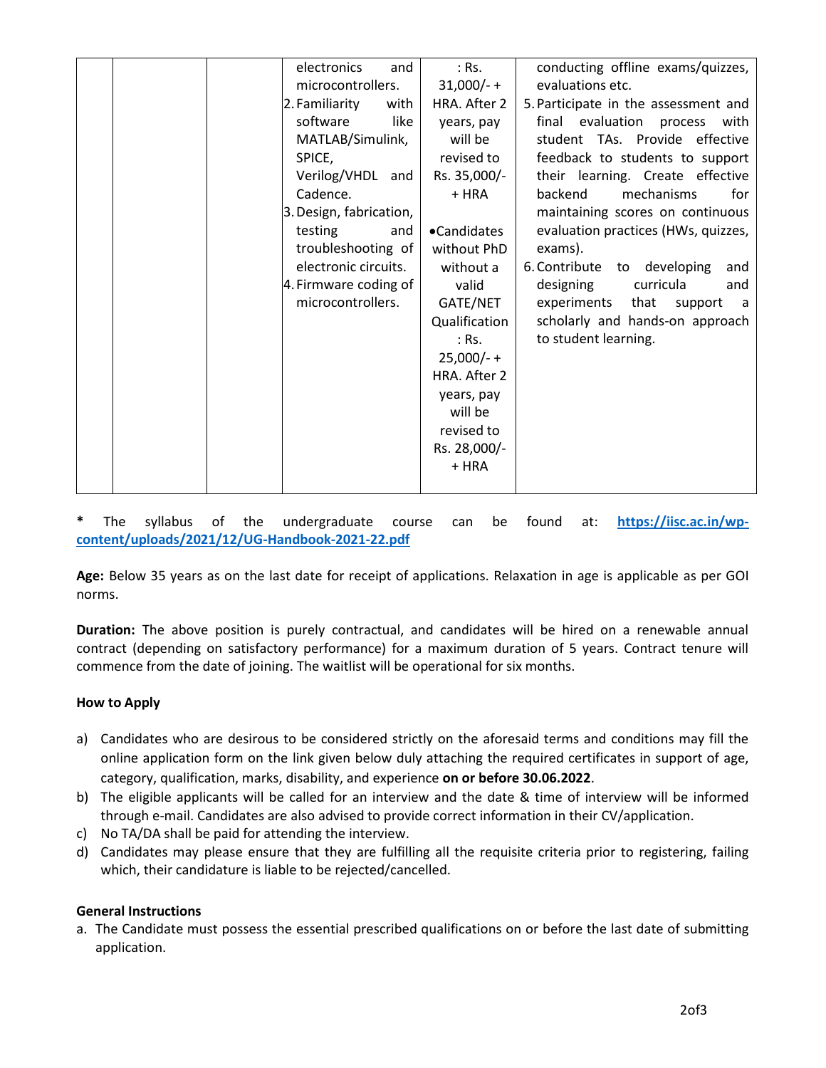| | | | electronics and microcontrollers.<br>2. Familiarity with software like MATLAB/Simulink, SPICE, Verilog/VHDL and Cadence.<br>3. Design, fabrication, testing and troubleshooting of electronic circuits.<br>4. Firmware coding of microcontrollers. | : Rs. 31,000/- + HRA. After 2 years, pay will be revised to Rs. 35,000/- + HRA<br><br>• Candidates without PhD without a valid GATE/NET Qualification : Rs. 25,000/- + HRA. After 2 years, pay will be revised to Rs. 28,000/- + HRA | conducting offline exams/quizzes, evaluations etc.<br>5. Participate in the assessment and final evaluation process with student TAs. Provide effective feedback to students to support their learning. Create effective backend mechanisms for maintaining scores on continuous evaluation practices (HWs, quizzes, exams).<br>6. Contribute to developing and designing curricula and experiments that support a scholarly and hands-on approach to student learning. |
|---|---|---|---|---|---|

**\*** The syllabus of the undergraduate course can be found at: **https://iisc.ac.in/wp-content/uploads/2021/12/UG-Handbook-2021-22.pdf**

**Age:** Below 35 years as on the last date for receipt of applications. Relaxation in age is applicable as per GOI norms.

**Duration:** The above position is purely contractual, and candidates will be hired on a renewable annual contract (depending on satisfactory performance) for a maximum duration of 5 years. Contract tenure will commence from the date of joining. The waitlist will be operational for six months.

**How to Apply**

a) Candidates who are desirous to be considered strictly on the aforesaid terms and conditions may fill the online application form on the link given below duly attaching the required certificates in support of age, category, qualification, marks, disability, and experience **on or before 30.06.2022**.
b) The eligible applicants will be called for an interview and the date & time of interview will be informed through e-mail. Candidates are also advised to provide correct information in their CV/application.
c) No TA/DA shall be paid for attending the interview.
d) Candidates may please ensure that they are fulfilling all the requisite criteria prior to registering, failing which, their candidature is liable to be rejected/cancelled.

**General Instructions**

a. The Candidate must possess the essential prescribed qualifications on or before the last date of submitting application.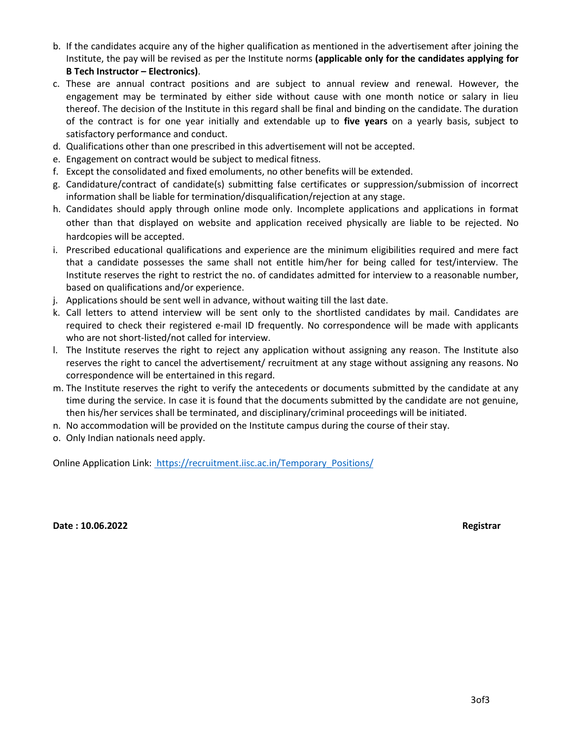b. If the candidates acquire any of the higher qualification as mentioned in the advertisement after joining the Institute, the pay will be revised as per the Institute norms **(applicable only for the candidates applying for B Tech Instructor – Electronics)**.

c. These are annual contract positions and are subject to annual review and renewal. However, the engagement may be terminated by either side without cause with one month notice or salary in lieu thereof. The decision of the Institute in this regard shall be final and binding on the candidate. The duration of the contract is for one year initially and extendable up to **five years** on a yearly basis, subject to satisfactory performance and conduct.

d. Qualifications other than one prescribed in this advertisement will not be accepted.

e. Engagement on contract would be subject to medical fitness.

f. Except the consolidated and fixed emoluments, no other benefits will be extended.

g. Candidature/contract of candidate(s) submitting false certificates or suppression/submission of incorrect information shall be liable for termination/disqualification/rejection at any stage.

h. Candidates should apply through online mode only. Incomplete applications and applications in format other than that displayed on website and application received physically are liable to be rejected. No hardcopies will be accepted.

i. Prescribed educational qualifications and experience are the minimum eligibilities required and mere fact that a candidate possesses the same shall not entitle him/her for being called for test/interview. The Institute reserves the right to restrict the no. of candidates admitted for interview to a reasonable number, based on qualifications and/or experience.

j. Applications should be sent well in advance, without waiting till the last date.

k. Call letters to attend interview will be sent only to the shortlisted candidates by mail. Candidates are required to check their registered e-mail ID frequently. No correspondence will be made with applicants who are not short-listed/not called for interview.

l. The Institute reserves the right to reject any application without assigning any reason. The Institute also reserves the right to cancel the advertisement/ recruitment at any stage without assigning any reasons. No correspondence will be entertained in this regard.

m. The Institute reserves the right to verify the antecedents or documents submitted by the candidate at any time during the service. In case it is found that the documents submitted by the candidate are not genuine, then his/her services shall be terminated, and disciplinary/criminal proceedings will be initiated.

n. No accommodation will be provided on the Institute campus during the course of their stay.

o. Only Indian nationals need apply.

Online Application Link: [https://recruitment.iisc.ac.in/Temporary_Positions/](https://recruitment.iisc.ac.in/Temporary_Positions/)

**Date : 10.06.2022** **Registrar**